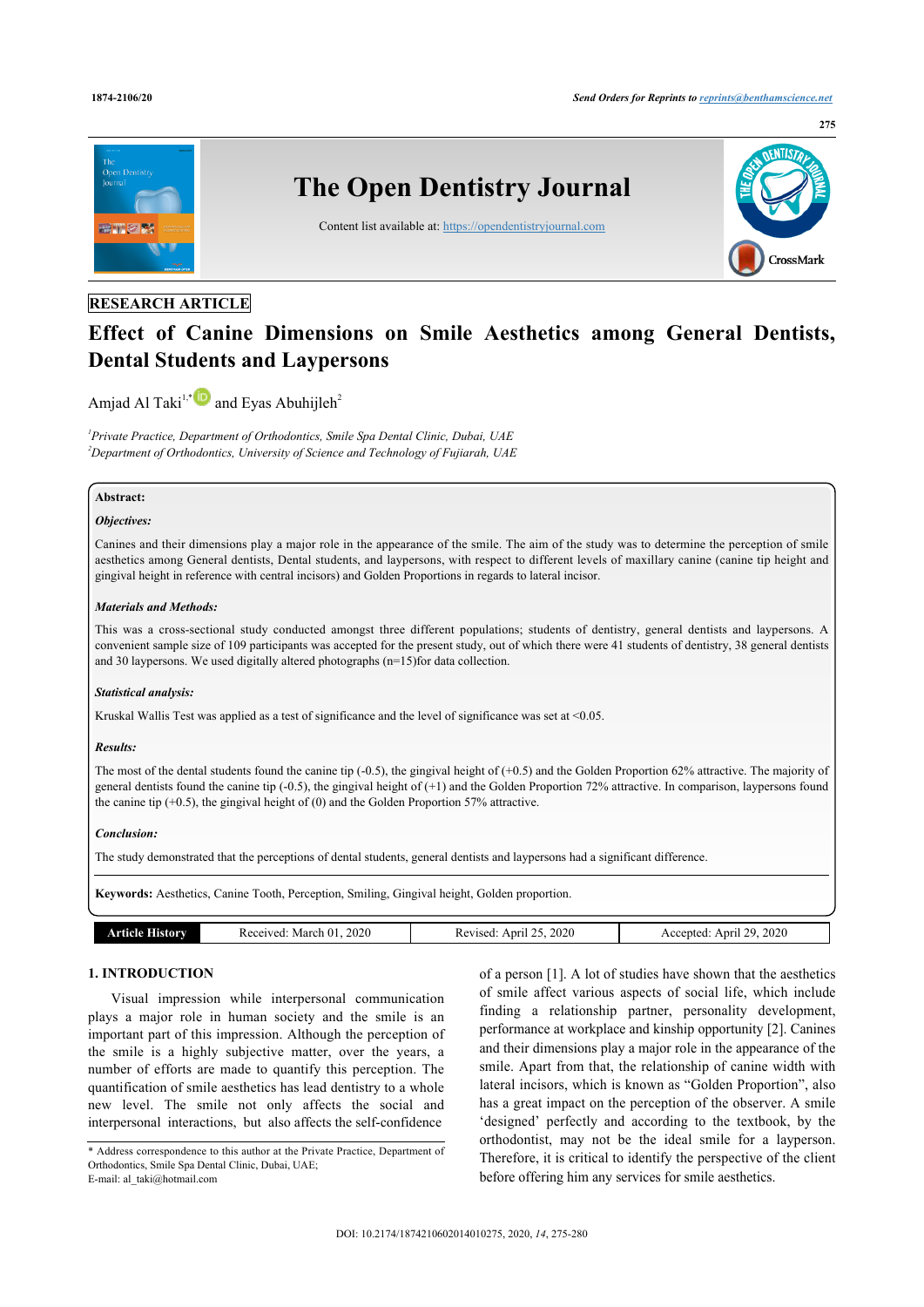RESEARCH ARTICLE

# Effect of Canine Dimensions on Smile Aesthetics among General Dentists, Dental Students and Laypersons

Amjad Al Taki[1,*] and Eyas Abuhijleh[2]

[1]*Private Practice, Department of Orthodontics, Smile Spa Dental Clinic, Dubai, UAE*
[2]*Department of Orthodontics, University of Science and Technology of Fujiarah, UAE*

**Abstract:**

***Objectives:***

Canines and their dimensions play a major role in the appearance of the smile. The aim of the study was to determine the perception of smile aesthetics among General dentists, Dental students, and laypersons, with respect to different levels of maxillary canine (canine tip height and gingival height in reference with central incisors) and Golden Proportions in regards to lateral incisor.

***Materials and Methods:***

This was a cross-sectional study conducted amongst three different populations; students of dentistry, general dentists and laypersons. A convenient sample size of 109 participants was accepted for the present study, out of which there were 41 students of dentistry, 38 general dentists and 30 laypersons. We used digitally altered photographs (n=15)for data collection.

***Statistical analysis:***

Kruskal Wallis Test was applied as a test of significance and the level of significance was set at <0.05.

***Results:***

The most of the dental students found the canine tip (-0.5), the gingival height of (+0.5) and the Golden Proportion 62% attractive. The majority of general dentists found the canine tip (-0.5), the gingival height of (+1) and the Golden Proportion 72% attractive. In comparison, laypersons found the canine tip (+0.5), the gingival height of (0) and the Golden Proportion 57% attractive.

***Conclusion:***

The study demonstrated that the perceptions of dental students, general dentists and laypersons had a significant difference.

**Keywords:** Aesthetics, Canine Tooth, Perception, Smiling, Gingival height, Golden proportion.

| Article History | Received: March 01, 2020 | Revised: April 25, 2020 | Accepted: April 29, 2020 |
|---|---|---|---|

## 1. INTRODUCTION

Visual impression while interpersonal communication plays a major role in human society and the smile is an important part of this impression. Although the perception of the smile is a highly subjective matter, over the years, a number of efforts are made to quantify this perception. The quantification of smile aesthetics has lead dentistry to a whole new level. The smile not only affects the social and interpersonal interactions, but also affects the self-confidence of a person [1]. A lot of studies have shown that the aesthetics of smile affect various aspects of social life, which include finding a relationship partner, personality development, performance at workplace and kinship opportunity [2]. Canines and their dimensions play a major role in the appearance of the smile. Apart from that, the relationship of canine width with lateral incisors, which is known as "Golden Proportion", also has a great impact on the perception of the observer. A smile 'designed' perfectly and according to the textbook, by the orthodontist, may not be the ideal smile for a layperson. Therefore, it is critical to identify the perspective of the client before offering him any services for smile aesthetics.

\* Address correspondence to this author at the Private Practice, Department of Orthodontics, Smile Spa Dental Clinic, Dubai, UAE;
E-mail: al_taki@hotmail.com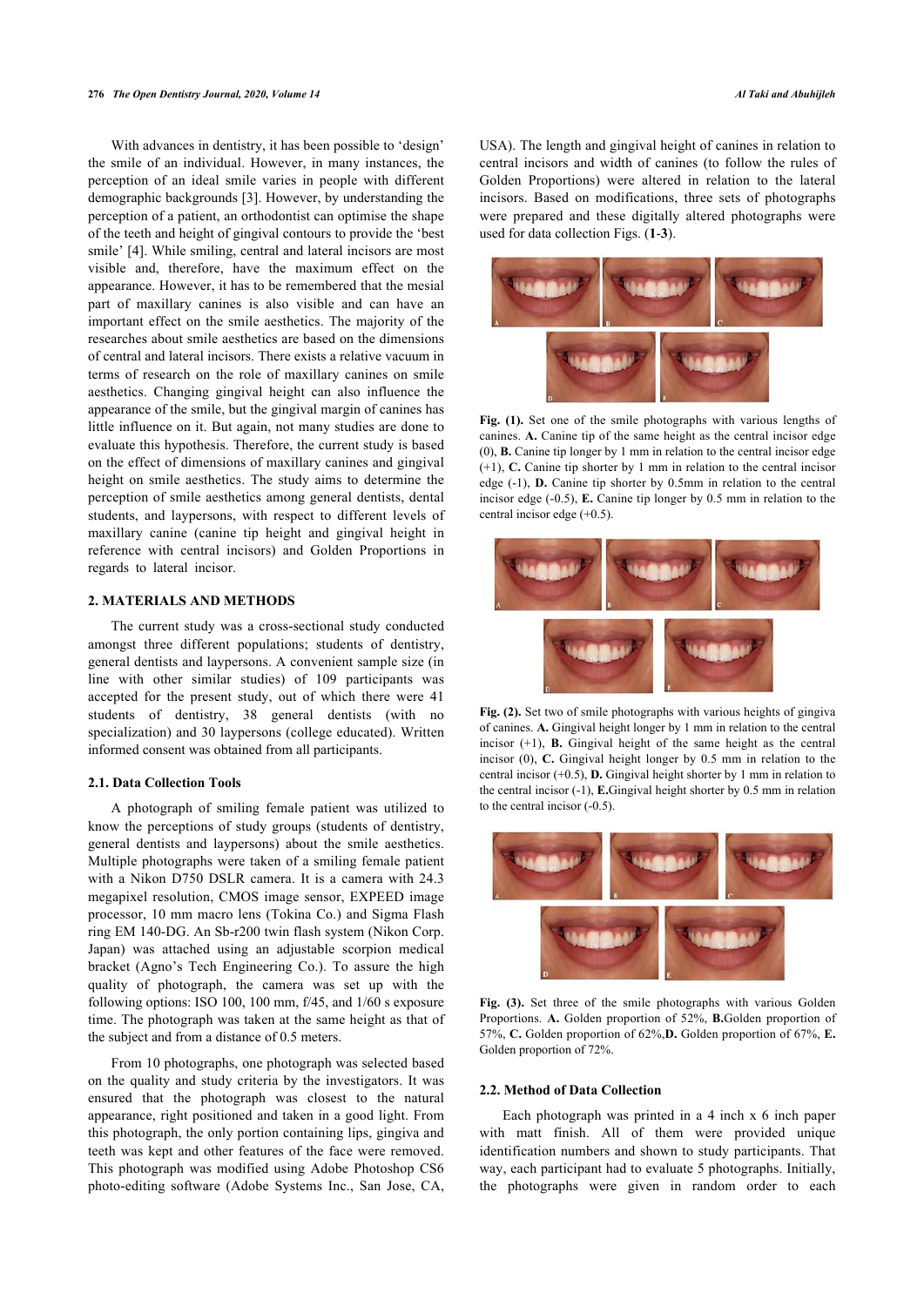With advances in dentistry, it has been possible to 'design' the smile of an individual. However, in many instances, the perception of an ideal smile varies in people with different demographic backgrounds [3]. However, by understanding the perception of a patient, an orthodontist can optimise the shape of the teeth and height of gingival contours to provide the 'best smile' [4]. While smiling, central and lateral incisors are most visible and, therefore, have the maximum effect on the appearance. However, it has to be remembered that the mesial part of maxillary canines is also visible and can have an important effect on the smile aesthetics. The majority of the researches about smile aesthetics are based on the dimensions of central and lateral incisors. There exists a relative vacuum in terms of research on the role of maxillary canines on smile aesthetics. Changing gingival height can also influence the appearance of the smile, but the gingival margin of canines has little influence on it. But again, not many studies are done to evaluate this hypothesis. Therefore, the current study is based on the effect of dimensions of maxillary canines and gingival height on smile aesthetics. The study aims to determine the perception of smile aesthetics among general dentists, dental students, and laypersons, with respect to different levels of maxillary canine (canine tip height and gingival height in reference with central incisors) and Golden Proportions in regards to lateral incisor.

## 2. MATERIALS AND METHODS

The current study was a cross-sectional study conducted amongst three different populations; students of dentistry, general dentists and laypersons. A convenient sample size (in line with other similar studies) of 109 participants was accepted for the present study, out of which there were 41 students of dentistry, 38 general dentists (with no specialization) and 30 laypersons (college educated). Written informed consent was obtained from all participants.

### 2.1. Data Collection Tools

A photograph of smiling female patient was utilized to know the perceptions of study groups (students of dentistry, general dentists and laypersons) about the smile aesthetics. Multiple photographs were taken of a smiling female patient with a Nikon D750 DSLR camera. It is a camera with 24.3 megapixel resolution, CMOS image sensor, EXPEED image processor, 10 mm macro lens (Tokina Co.) and Sigma Flash ring EM 140-DG. An Sb-r200 twin flash system (Nikon Corp. Japan) was attached using an adjustable scorpion medical bracket (Agno's Tech Engineering Co.). To assure the high quality of photograph, the camera was set up with the following options: ISO 100, 100 mm, f/45, and 1/60 s exposure time. The photograph was taken at the same height as that of the subject and from a distance of 0.5 meters.

From 10 photographs, one photograph was selected based on the quality and study criteria by the investigators. It was ensured that the photograph was closest to the natural appearance, right positioned and taken in a good light. From this photograph, the only portion containing lips, gingiva and teeth was kept and other features of the face were removed. This photograph was modified using Adobe Photoshop CS6 photo-editing software (Adobe Systems Inc., San Jose, CA, USA). The length and gingival height of canines in relation to central incisors and width of canines (to follow the rules of Golden Proportions) were altered in relation to the lateral incisors. Based on modifications, three sets of photographs were prepared and these digitally altered photographs were used for data collection Figs. (**1**-**3**).

**Fig. (1).** Set one of the smile photographs with various lengths of canines. **A.** Canine tip of the same height as the central incisor edge (0), **B.** Canine tip longer by 1 mm in relation to the central incisor edge (+1), **C.** Canine tip shorter by 1 mm in relation to the central incisor edge (-1), **D.** Canine tip shorter by 0.5mm in relation to the central incisor edge (-0.5), **E.** Canine tip longer by 0.5 mm in relation to the central incisor edge (+0.5).

**Fig. (2).** Set two of smile photographs with various heights of gingiva of canines. **A.** Gingival height longer by 1 mm in relation to the central incisor (+1), **B.** Gingival height of the same height as the central incisor (0), **C.** Gingival height longer by 0.5 mm in relation to the central incisor (+0.5), **D.** Gingival height shorter by 1 mm in relation to the central incisor (-1), **E.** Gingival height shorter by 0.5 mm in relation to the central incisor (-0.5).

**Fig. (3).** Set three of the smile photographs with various Golden Proportions. **A.** Golden proportion of 52%, **B.** Golden proportion of 57%, **C.** Golden proportion of 62%, **D.** Golden proportion of 67%, **E.** Golden proportion of 72%.

### 2.2. Method of Data Collection

Each photograph was printed in a 4 inch x 6 inch paper with matt finish. All of them were provided unique identification numbers and shown to study participants. That way, each participant had to evaluate 5 photographs. Initially, the photographs were given in random order to each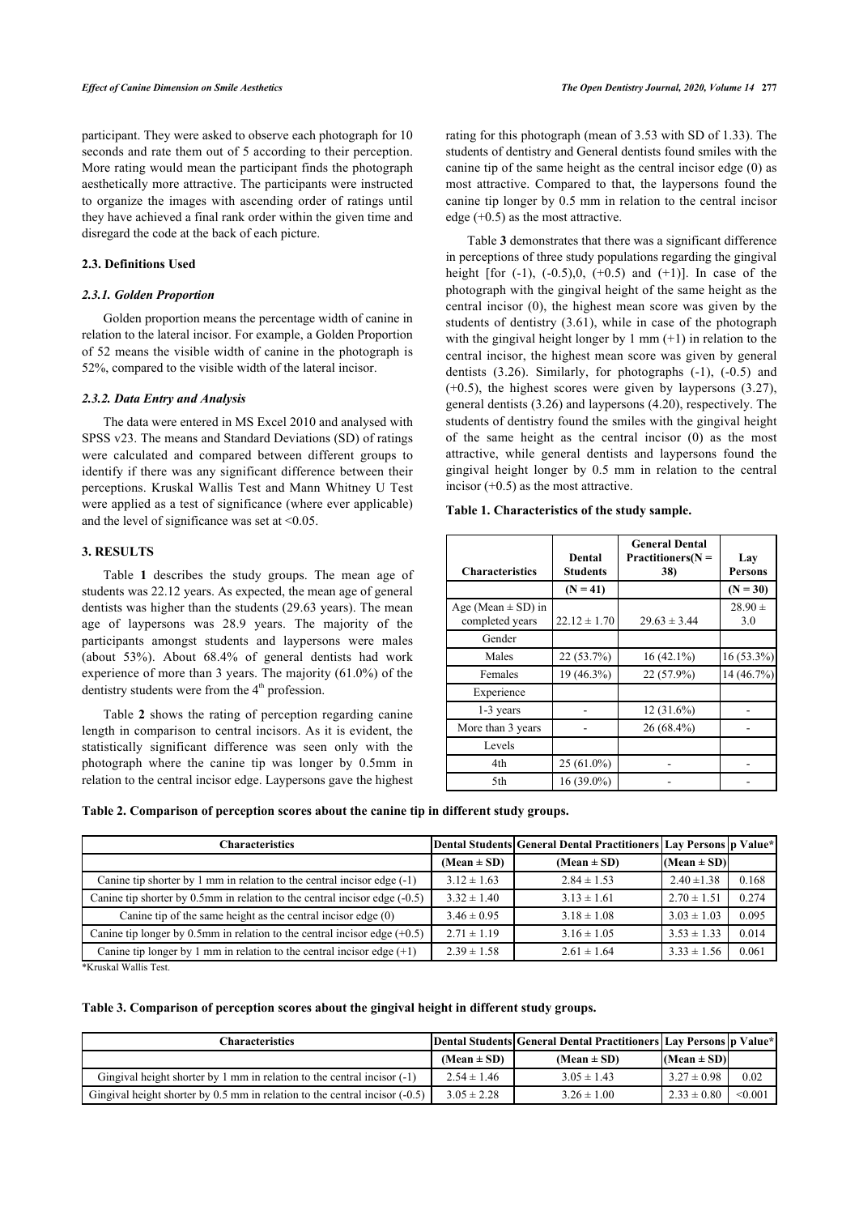participant. They were asked to observe each photograph for 10 seconds and rate them out of 5 according to their perception. More rating would mean the participant finds the photograph aesthetically more attractive. The participants were instructed to organize the images with ascending order of ratings until they have achieved a final rank order within the given time and disregard the code at the back of each picture.

### 2.3. Definitions Used

#### *2.3.1. Golden Proportion*

Golden proportion means the percentage width of canine in relation to the lateral incisor. For example, a Golden Proportion of 52 means the visible width of canine in the photograph is 52%, compared to the visible width of the lateral incisor.

#### *2.3.2. Data Entry and Analysis*

The data were entered in MS Excel 2010 and analysed with SPSS v23. The means and Standard Deviations (SD) of ratings were calculated and compared between different groups to identify if there was any significant difference between their perceptions. Kruskal Wallis Test and Mann Whitney U Test were applied as a test of significance (where ever applicable) and the level of significance was set at <0.05.

## 3. RESULTS

Table **1** describes the study groups. The mean age of students was 22.12 years. As expected, the mean age of general dentists was higher than the students (29.63 years). The mean age of laypersons was 28.9 years. The majority of the participants amongst students and laypersons were males (about 53%). About 68.4% of general dentists had work experience of more than 3 years. The majority (61.0%) of the dentistry students were from the 4th profession.

Table **2** shows the rating of perception regarding canine length in comparison to central incisors. As it is evident, the statistically significant difference was seen only with the photograph where the canine tip was longer by 0.5mm in relation to the central incisor edge. Laypersons gave the highest rating for this photograph (mean of 3.53 with SD of 1.33). The students of dentistry and General dentists found smiles with the canine tip of the same height as the central incisor edge (0) as most attractive. Compared to that, the laypersons found the canine tip longer by 0.5 mm in relation to the central incisor edge (+0.5) as the most attractive.

Table **3** demonstrates that there was a significant difference in perceptions of three study populations regarding the gingival height [for (-1), (-0.5),0, (+0.5) and (+1)]. In case of the photograph with the gingival height of the same height as the central incisor (0), the highest mean score was given by the students of dentistry (3.61), while in case of the photograph with the gingival height longer by 1 mm (+1) in relation to the central incisor, the highest mean score was given by general dentists (3.26). Similarly, for photographs (-1), (-0.5) and (+0.5), the highest scores were given by laypersons (3.27), general dentists (3.26) and laypersons (4.20), respectively. The students of dentistry found the smiles with the gingival height of the same height as the central incisor (0) as the most attractive, while general dentists and laypersons found the gingival height longer by 0.5 mm in relation to the central incisor (+0.5) as the most attractive.

**Table 1. Characteristics of the study sample.**

| Characteristics | Dental Students | General Dental Practitioners(N = 38) | Lay Persons |
|---|---|---|---|
| | (N = 41) | | (N = 30) |
| Age (Mean ± SD) in completed years | 22.12 ± 1.70 | 29.63 ± 3.44 | 28.90 ± 3.0 |
| Gender | | | |
| Males | 22 (53.7%) | 16 (42.1%) | 16 (53.3%) |
| Females | 19 (46.3%) | 22 (57.9%) | 14 (46.7%) |
| Experience | | | |
| 1-3 years | - | 12 (31.6%) | - |
| More than 3 years | - | 26 (68.4%) | - |
| Levels | | | |
| 4th | 25 (61.0%) | - | - |
| 5th | 16 (39.0%) | - | - |

**Table 2. Comparison of perception scores about the canine tip in different study groups.**

| Characteristics | Dental Students | General Dental Practitioners | Lay Persons | p Value* |
|---|---|---|---|---|
| | (Mean ± SD) | (Mean ± SD) | (Mean ± SD) | |
| Canine tip shorter by 1 mm in relation to the central incisor edge (-1) | 3.12 ± 1.63 | 2.84 ± 1.53 | 2.40 ±1.38 | 0.168 |
| Canine tip shorter by 0.5mm in relation to the central incisor edge (-0.5) | 3.32 ± 1.40 | 3.13 ± 1.61 | 2.70 ± 1.51 | 0.274 |
| Canine tip of the same height as the central incisor edge (0) | 3.46 ± 0.95 | 3.18 ± 1.08 | 3.03 ± 1.03 | 0.095 |
| Canine tip longer by 0.5mm in relation to the central incisor edge (+0.5) | 2.71 ± 1.19 | 3.16 ± 1.05 | 3.53 ± 1.33 | 0.014 |
| Canine tip longer by 1 mm in relation to the central incisor edge (+1) | 2.39 ± 1.58 | 2.61 ± 1.64 | 3.33 ± 1.56 | 0.061 |

*Kruskal Wallis Test.

**Table 3. Comparison of perception scores about the gingival height in different study groups.**

| Characteristics | Dental Students | General Dental Practitioners | Lay Persons | p Value* |
|---|---|---|---|---|
| | (Mean ± SD) | (Mean ± SD) | (Mean ± SD) | |
| Gingival height shorter by 1 mm in relation to the central incisor (-1) | 2.54 ± 1.46 | 3.05 ± 1.43 | 3.27 ± 0.98 | 0.02 |
| Gingival height shorter by 0.5 mm in relation to the central incisor (-0.5) | 3.05 ± 2.28 | 3.26 ± 1.00 | 2.33 ± 0.80 | <0.001 |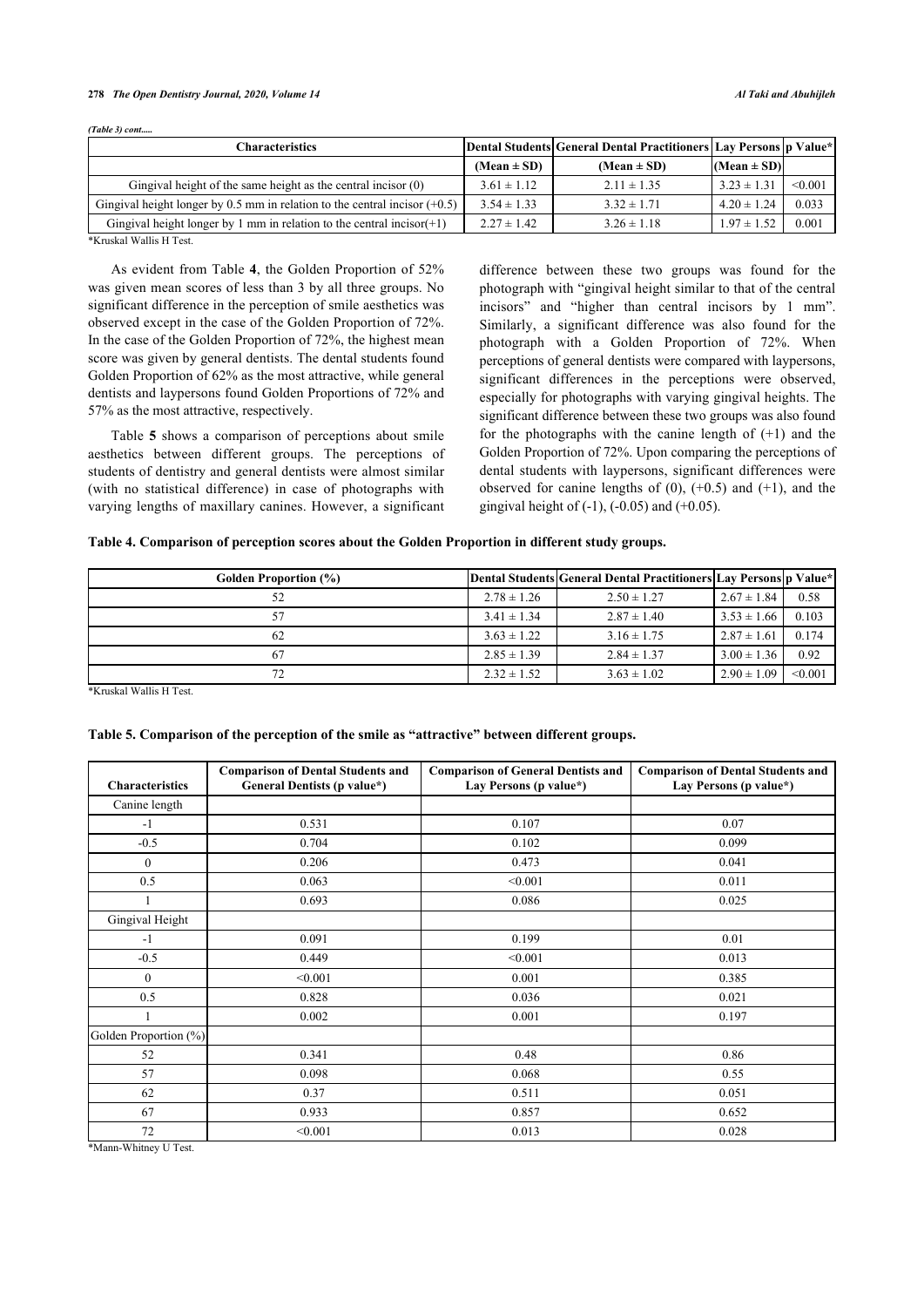*(Table 3) cont.....*

| Characteristics | Dental Students | General Dental Practitioners | Lay Persons | p Value* |
|---|---|---|---|---|
| | (Mean ± SD) | (Mean ± SD) | (Mean ± SD) | |
| Gingival height of the same height as the central incisor (0) | 3.61 ± 1.12 | 2.11 ± 1.35 | 3.23 ± 1.31 | <0.001 |
| Gingival height longer by 0.5 mm in relation to the central incisor (+0.5) | 3.54 ± 1.33 | 3.32 ± 1.71 | 4.20 ± 1.24 | 0.033 |
| Gingival height longer by 1 mm in relation to the central incisor(+1) | 2.27 ± 1.42 | 3.26 ± 1.18 | 1.97 ± 1.52 | 0.001 |

*Kruskal Wallis H Test.

As evident from Table **4**, the Golden Proportion of 52% was given mean scores of less than 3 by all three groups. No significant difference in the perception of smile aesthetics was observed except in the case of the Golden Proportion of 72%. In the case of the Golden Proportion of 72%, the highest mean score was given by general dentists. The dental students found Golden Proportion of 62% as the most attractive, while general dentists and laypersons found Golden Proportions of 72% and 57% as the most attractive, respectively.

Table **5** shows a comparison of perceptions about smile aesthetics between different groups. The perceptions of students of dentistry and general dentists were almost similar (with no statistical difference) in case of photographs with varying lengths of maxillary canines. However, a significant difference between these two groups was found for the photograph with "gingival height similar to that of the central incisors" and "higher than central incisors by 1 mm". Similarly, a significant difference was also found for the photograph with a Golden Proportion of 72%. When perceptions of general dentists were compared with laypersons, significant differences in the perceptions were observed, especially for photographs with varying gingival heights. The significant difference between these two groups was also found for the photographs with the canine length of (+1) and the Golden Proportion of 72%. Upon comparing the perceptions of dental students with laypersons, significant differences were observed for canine lengths of (0), (+0.5) and (+1), and the gingival height of (-1), (-0.05) and (+0.05).

**Table 4. Comparison of perception scores about the Golden Proportion in different study groups.**

| Golden Proportion (%) | Dental Students | General Dental Practitioners | Lay Persons | p Value* |
|---|---|---|---|---|
| 52 | 2.78 ± 1.26 | 2.50 ± 1.27 | 2.67 ± 1.84 | 0.58 |
| 57 | 3.41 ± 1.34 | 2.87 ± 1.40 | 3.53 ± 1.66 | 0.103 |
| 62 | 3.63 ± 1.22 | 3.16 ± 1.75 | 2.87 ± 1.61 | 0.174 |
| 67 | 2.85 ± 1.39 | 2.84 ± 1.37 | 3.00 ± 1.36 | 0.92 |
| 72 | 2.32 ± 1.52 | 3.63 ± 1.02 | 2.90 ± 1.09 | <0.001 |

*Kruskal Wallis H Test.

**Table 5. Comparison of the perception of the smile as "attractive" between different groups.**

| Characteristics | Comparison of Dental Students and General Dentists (p value*) | Comparison of General Dentists and Lay Persons (p value*) | Comparison of Dental Students and Lay Persons (p value*) |
|---|---|---|---|
| Canine length | | | |
| -1 | 0.531 | 0.107 | 0.07 |
| -0.5 | 0.704 | 0.102 | 0.099 |
| 0 | 0.206 | 0.473 | 0.041 |
| 0.5 | 0.063 | <0.001 | 0.011 |
| 1 | 0.693 | 0.086 | 0.025 |
| Gingival Height | | | |
| -1 | 0.091 | 0.199 | 0.01 |
| -0.5 | 0.449 | <0.001 | 0.013 |
| 0 | <0.001 | 0.001 | 0.385 |
| 0.5 | 0.828 | 0.036 | 0.021 |
| 1 | 0.002 | 0.001 | 0.197 |
| Golden Proportion (%) | | | |
| 52 | 0.341 | 0.48 | 0.86 |
| 57 | 0.098 | 0.068 | 0.55 |
| 62 | 0.37 | 0.511 | 0.051 |
| 67 | 0.933 | 0.857 | 0.652 |
| 72 | <0.001 | 0.013 | 0.028 |

*Mann-Whitney U Test.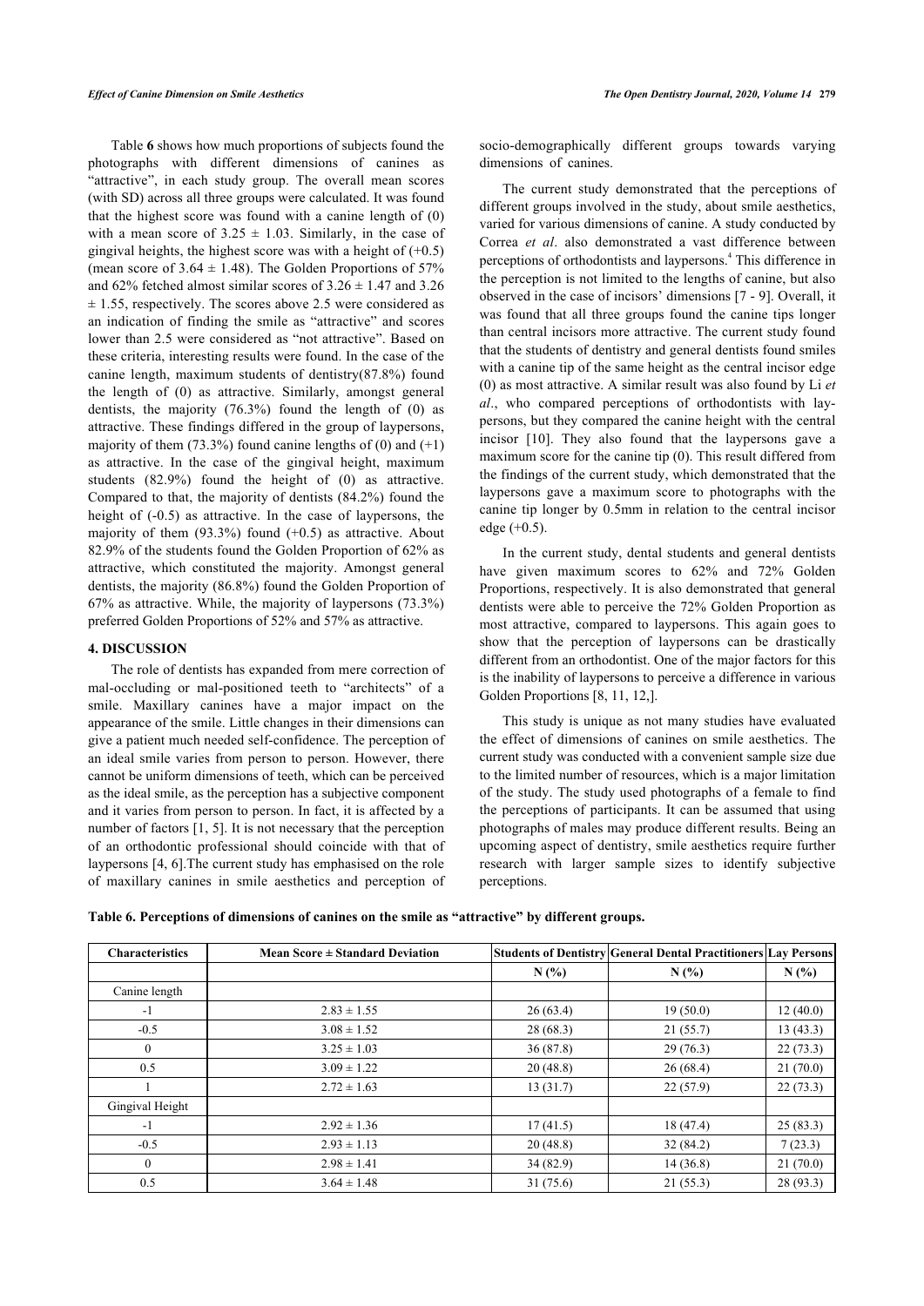Table **6** shows how much proportions of subjects found the photographs with different dimensions of canines as "attractive", in each study group. The overall mean scores (with SD) across all three groups were calculated. It was found that the highest score was found with a canine length of (0) with a mean score of 3.25 ± 1.03. Similarly, in the case of gingival heights, the highest score was with a height of (+0.5) (mean score of 3.64 ± 1.48). The Golden Proportions of 57% and 62% fetched almost similar scores of 3.26 ± 1.47 and 3.26 ± 1.55, respectively. The scores above 2.5 were considered as an indication of finding the smile as "attractive" and scores lower than 2.5 were considered as "not attractive". Based on these criteria, interesting results were found. In the case of the canine length, maximum students of dentistry(87.8%) found the length of (0) as attractive. Similarly, amongst general dentists, the majority (76.3%) found the length of (0) as attractive. These findings differed in the group of laypersons, majority of them (73.3%) found canine lengths of (0) and (+1) as attractive. In the case of the gingival height, maximum students (82.9%) found the height of (0) as attractive. Compared to that, the majority of dentists (84.2%) found the height of (-0.5) as attractive. In the case of laypersons, the majority of them (93.3%) found (+0.5) as attractive. About 82.9% of the students found the Golden Proportion of 62% as attractive, which constituted the majority. Amongst general dentists, the majority (86.8%) found the Golden Proportion of 67% as attractive. While, the majority of laypersons (73.3%) preferred Golden Proportions of 52% and 57% as attractive.

## 4. DISCUSSION

The role of dentists has expanded from mere correction of mal-occluding or mal-positioned teeth to "architects" of a smile. Maxillary canines have a major impact on the appearance of the smile. Little changes in their dimensions can give a patient much needed self-confidence. The perception of an ideal smile varies from person to person. However, there cannot be uniform dimensions of teeth, which can be perceived as the ideal smile, as the perception has a subjective component and it varies from person to person. In fact, it is affected by a number of factors [1, 5]. It is not necessary that the perception of an orthodontic professional should coincide with that of laypersons [4, 6].The current study has emphasised on the role of maxillary canines in smile aesthetics and perception of socio-demographically different groups towards varying dimensions of canines.

The current study demonstrated that the perceptions of different groups involved in the study, about smile aesthetics, varied for various dimensions of canine. A study conducted by Correa *et al*. also demonstrated a vast difference between perceptions of orthodontists and laypersons.[4] This difference in the perception is not limited to the lengths of canine, but also observed in the case of incisors' dimensions [7 - 9]. Overall, it was found that all three groups found the canine tips longer than central incisors more attractive. The current study found that the students of dentistry and general dentists found smiles with a canine tip of the same height as the central incisor edge (0) as most attractive. A similar result was also found by Li *et al*., who compared perceptions of orthodontists with laypersons, but they compared the canine height with the central incisor [10]. They also found that the laypersons gave a maximum score for the canine tip (0). This result differed from the findings of the current study, which demonstrated that the laypersons gave a maximum score to photographs with the canine tip longer by 0.5mm in relation to the central incisor edge (+0.5).

In the current study, dental students and general dentists have given maximum scores to 62% and 72% Golden Proportions, respectively. It is also demonstrated that general dentists were able to perceive the 72% Golden Proportion as most attractive, compared to laypersons. This again goes to show that the perception of laypersons can be drastically different from an orthodontist. One of the major factors for this is the inability of laypersons to perceive a difference in various Golden Proportions [8, 11, 12,].

This study is unique as not many studies have evaluated the effect of dimensions of canines on smile aesthetics. The current study was conducted with a convenient sample size due to the limited number of resources, which is a major limitation of the study. The study used photographs of a female to find the perceptions of participants. It can be assumed that using photographs of males may produce different results. Being an upcoming aspect of dentistry, smile aesthetics require further research with larger sample sizes to identify subjective perceptions.

**Table 6. Perceptions of dimensions of canines on the smile as "attractive" by different groups.**

| Characteristics | Mean Score ± Standard Deviation | Students of Dentistry | General Dental Practitioners | Lay Persons |
|---|---|---|---|---|
| | | N (%) | N (%) | N (%) |
| Canine length | | | | |
| -1 | 2.83 ± 1.55 | 26 (63.4) | 19 (50.0) | 12 (40.0) |
| -0.5 | 3.08 ± 1.52 | 28 (68.3) | 21 (55.7) | 13 (43.3) |
| 0 | 3.25 ± 1.03 | 36 (87.8) | 29 (76.3) | 22 (73.3) |
| 0.5 | 3.09 ± 1.22 | 20 (48.8) | 26 (68.4) | 21 (70.0) |
| 1 | 2.72 ± 1.63 | 13 (31.7) | 22 (57.9) | 22 (73.3) |
| Gingival Height | | | | |
| -1 | 2.92 ± 1.36 | 17 (41.5) | 18 (47.4) | 25 (83.3) |
| -0.5 | 2.93 ± 1.13 | 20 (48.8) | 32 (84.2) | 7 (23.3) |
| 0 | 2.98 ± 1.41 | 34 (82.9) | 14 (36.8) | 21 (70.0) |
| 0.5 | 3.64 ± 1.48 | 31 (75.6) | 21 (55.3) | 28 (93.3) |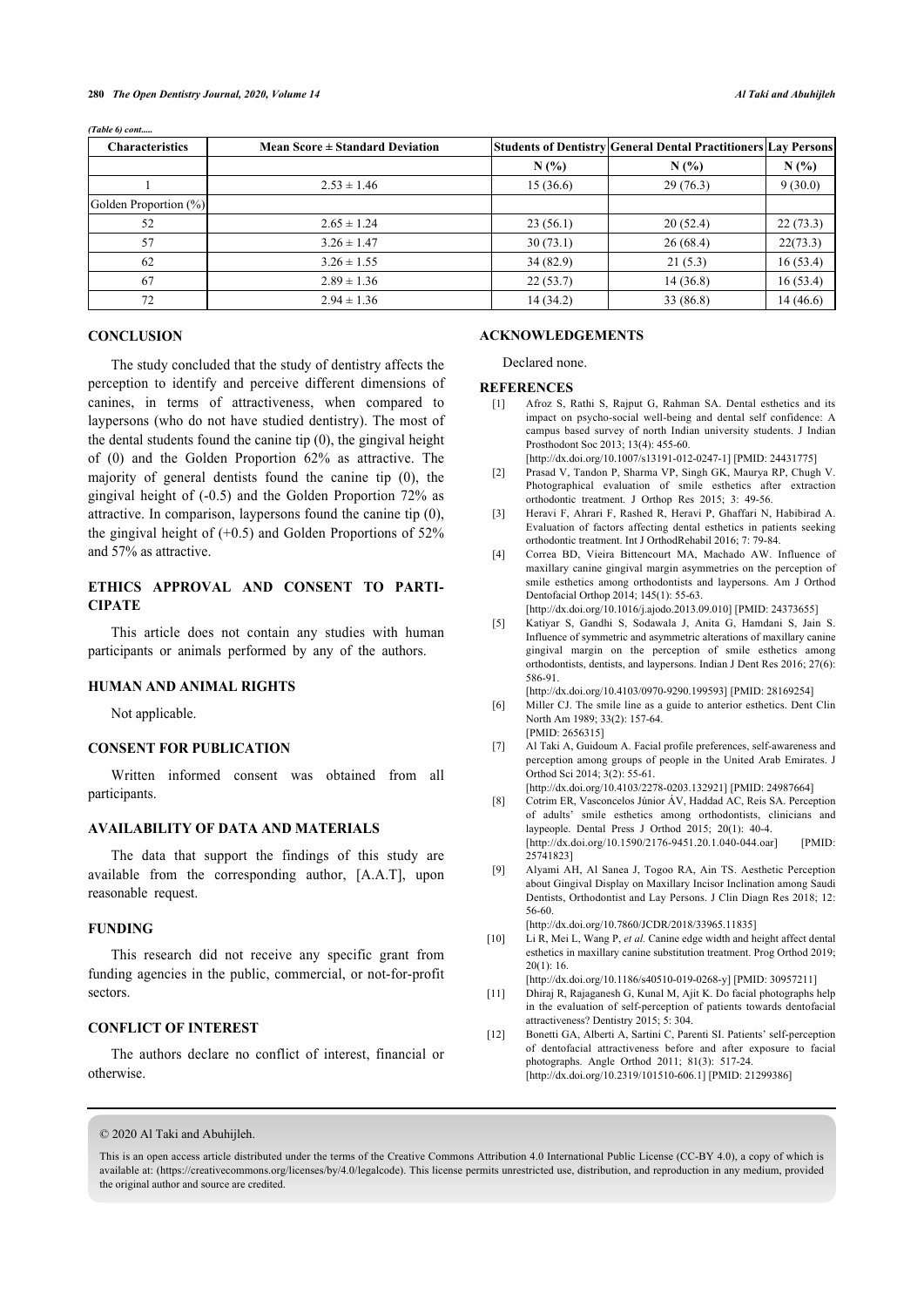*(Table 6) cont.....*

| Characteristics | Mean Score ± Standard Deviation | Students of Dentistry | General Dental Practitioners | Lay Persons |
|---|---|---|---|---|
| | | N (%) | N (%) | N (%) |
| 1 | 2.53 ± 1.46 | 15 (36.6) | 29 (76.3) | 9 (30.0) |
| Golden Proportion (%) | | | | |
| 52 | 2.65 ± 1.24 | 23 (56.1) | 20 (52.4) | 22 (73.3) |
| 57 | 3.26 ± 1.47 | 30 (73.1) | 26 (68.4) | 22(73.3) |
| 62 | 3.26 ± 1.55 | 34 (82.9) | 21 (5.3) | 16 (53.4) |
| 67 | 2.89 ± 1.36 | 22 (53.7) | 14 (36.8) | 16 (53.4) |
| 72 | 2.94 ± 1.36 | 14 (34.2) | 33 (86.8) | 14 (46.6) |

## CONCLUSION

The study concluded that the study of dentistry affects the perception to identify and perceive different dimensions of canines, in terms of attractiveness, when compared to laypersons (who do not have studied dentistry). The most of the dental students found the canine tip (0), the gingival height of (0) and the Golden Proportion 62% as attractive. The majority of general dentists found the canine tip (0), the gingival height of (-0.5) and the Golden Proportion 72% as attractive. In comparison, laypersons found the canine tip (0), the gingival height of (+0.5) and Golden Proportions of 52% and 57% as attractive.

## ETHICS APPROVAL AND CONSENT TO PARTICIPATE

This article does not contain any studies with human participants or animals performed by any of the authors.

## HUMAN AND ANIMAL RIGHTS

Not applicable.

## CONSENT FOR PUBLICATION

Written informed consent was obtained from all participants.

## AVAILABILITY OF DATA AND MATERIALS

The data that support the findings of this study are available from the corresponding author, [A.A.T], upon reasonable request.

## FUNDING

This research did not receive any specific grant from funding agencies in the public, commercial, or not-for-profit sectors.

## CONFLICT OF INTEREST

The authors declare no conflict of interest, financial or otherwise.

## ACKNOWLEDGEMENTS

Declared none.

## REFERENCES

[1] Afroz S, Rathi S, Rajput G, Rahman SA. Dental esthetics and its impact on psycho-social well-being and dental self confidence: A campus based survey of north Indian university students. J Indian Prosthodont Soc 2013; 13(4): 455-60. [http://dx.doi.org/10.1007/s13191-012-0247-1] [PMID: 24431775]

[2] Prasad V, Tandon P, Sharma VP, Singh GK, Maurya RP, Chugh V. Photographical evaluation of smile esthetics after extraction orthodontic treatment. J Orthop Res 2015; 3: 49-56.

[3] Heravi F, Ahrari F, Rashed R, Heravi P, Ghaffari N, Habibirad A. Evaluation of factors affecting dental esthetics in patients seeking orthodontic treatment. Int J OrthodRehabil 2016; 7: 79-84.

[4] Correa BD, Vieira Bittencourt MA, Machado AW. Influence of maxillary canine gingival margin asymmetries on the perception of smile esthetics among orthodontists and laypersons. Am J Orthod Dentofacial Orthop 2014; 145(1): 55-63. [http://dx.doi.org/10.1016/j.ajodo.2013.09.010] [PMID: 24373655]

[5] Katiyar S, Gandhi S, Sodawala J, Anita G, Hamdani S, Jain S. Influence of symmetric and asymmetric alterations of maxillary canine gingival margin on the perception of smile esthetics among orthodontists, dentists, and laypersons. Indian J Dent Res 2016; 27(6): 586-91. [http://dx.doi.org/10.4103/0970-9290.199593] [PMID: 28169254]

[6] Miller CJ. The smile line as a guide to anterior esthetics. Dent Clin North Am 1989; 33(2): 157-64. [PMID: 2656315]

[7] Al Taki A, Guidoum A. Facial profile preferences, self-awareness and perception among groups of people in the United Arab Emirates. J Orthod Sci 2014; 3(2): 55-61. [http://dx.doi.org/10.4103/2278-0203.132921] [PMID: 24987664]

[8] Cotrim ER, Vasconcelos Júnior ÁV, Haddad AC, Reis SA. Perception of adults' smile esthetics among orthodontists, clinicians and laypeople. Dental Press J Orthod 2015; 20(1): 40-4. [http://dx.doi.org/10.1590/2176-9451.20.1.040-044.oar] [PMID: 25741823]

[9] Alyami AH, Al Sanea J, Togoo RA, Ain TS. Aesthetic Perception about Gingival Display on Maxillary Incisor Inclination among Saudi Dentists, Orthodontist and Lay Persons. J Clin Diagn Res 2018; 12: 56-60. [http://dx.doi.org/10.7860/JCDR/2018/33965.11835]

[10] Li R, Mei L, Wang P, *et al.* Canine edge width and height affect dental esthetics in maxillary canine substitution treatment. Prog Orthod 2019; 20(1): 16. [http://dx.doi.org/10.1186/s40510-019-0268-y] [PMID: 30957211]

[11] Dhiraj R, Rajaganesh G, Kunal M, Ajit K. Do facial photographs help in the evaluation of self-perception of patients towards dentofacial attractiveness? Dentistry 2015; 5: 304.

[12] Bonetti GA, Alberti A, Sartini C, Parenti SI. Patients' self-perception of dentofacial attractiveness before and after exposure to facial photographs. Angle Orthod 2011; 81(3): 517-24. [http://dx.doi.org/10.2319/101510-606.1] [PMID: 21299386]

© 2020 Al Taki and Abuhijleh.

This is an open access article distributed under the terms of the Creative Commons Attribution 4.0 International Public License (CC-BY 4.0), a copy of which is available at: (https://creativecommons.org/licenses/by/4.0/legalcode). This license permits unrestricted use, distribution, and reproduction in any medium, provided the original author and source are credited.